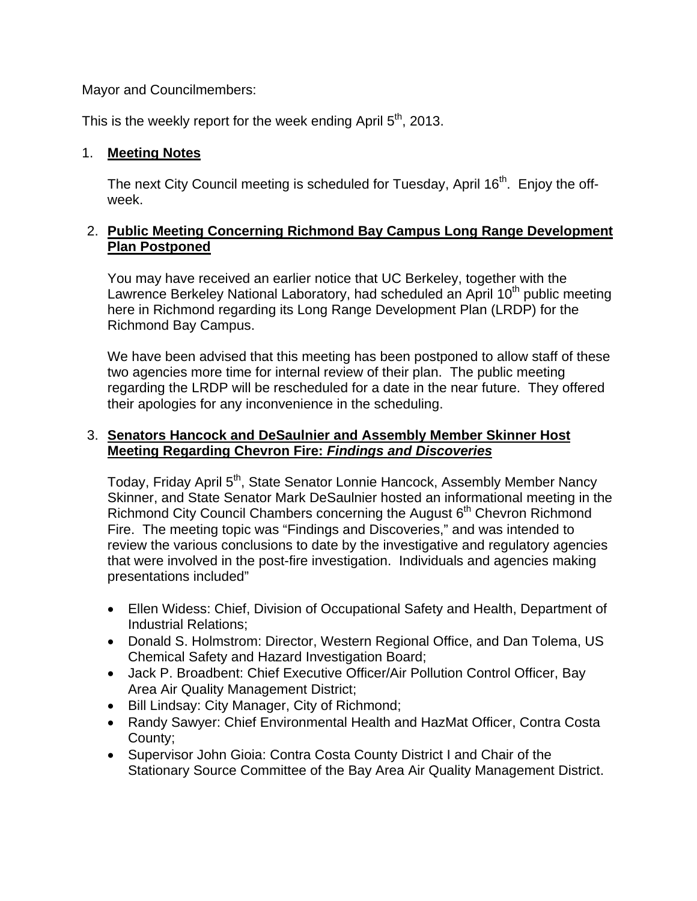Mayor and Councilmembers:

This is the weekly report for the week ending April 5th, 2013.

1. **Meeting Notes**

   The next City Council meeting is scheduled for Tuesday, April 16th. Enjoy the off-week.

2. **Public Meeting Concerning Richmond Bay Campus Long Range Development Plan Postponed**

   You may have received an earlier notice that UC Berkeley, together with the Lawrence Berkeley National Laboratory, had scheduled an April 10th public meeting here in Richmond regarding its Long Range Development Plan (LRDP) for the Richmond Bay Campus.

   We have been advised that this meeting has been postponed to allow staff of these two agencies more time for internal review of their plan. The public meeting regarding the LRDP will be rescheduled for a date in the near future. They offered their apologies for any inconvenience in the scheduling.

3. **Senators Hancock and DeSaulnier and Assembly Member Skinner Host Meeting Regarding Chevron Fire: *Findings and Discoveries***

   Today, Friday April 5th, State Senator Lonnie Hancock, Assembly Member Nancy Skinner, and State Senator Mark DeSaulnier hosted an informational meeting in the Richmond City Council Chambers concerning the August 6th Chevron Richmond Fire. The meeting topic was "Findings and Discoveries," and was intended to review the various conclusions to date by the investigative and regulatory agencies that were involved in the post-fire investigation. Individuals and agencies making presentations included"

   - Ellen Widess: Chief, Division of Occupational Safety and Health, Department of Industrial Relations;
   - Donald S. Holmstrom: Director, Western Regional Office, and Dan Tolema, US Chemical Safety and Hazard Investigation Board;
   - Jack P. Broadbent: Chief Executive Officer/Air Pollution Control Officer, Bay Area Air Quality Management District;
   - Bill Lindsay: City Manager, City of Richmond;
   - Randy Sawyer: Chief Environmental Health and HazMat Officer, Contra Costa County;
   - Supervisor John Gioia: Contra Costa County District I and Chair of the Stationary Source Committee of the Bay Area Air Quality Management District.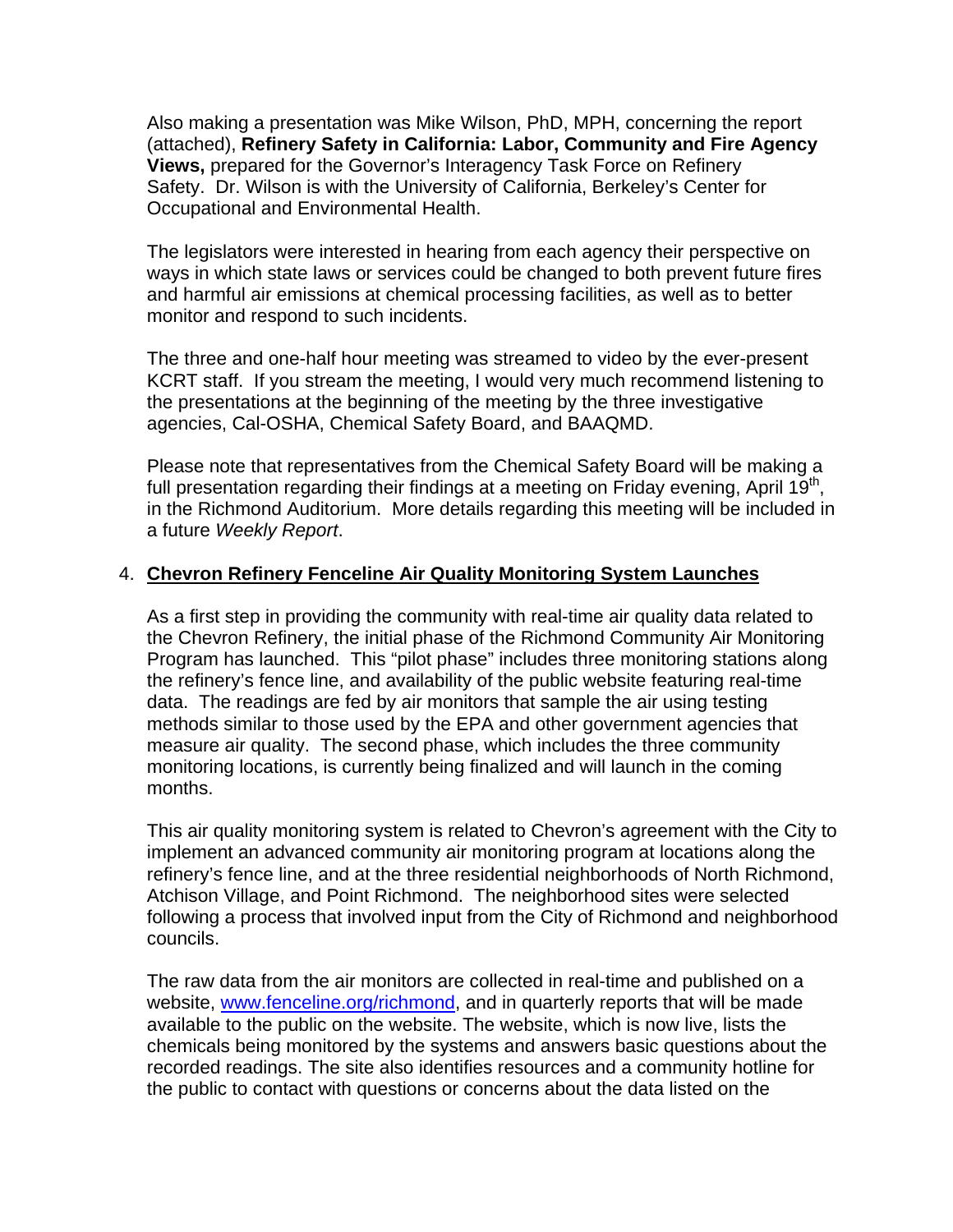Also making a presentation was Mike Wilson, PhD, MPH, concerning the report (attached), **Refinery Safety in California: Labor, Community and Fire Agency Views,** prepared for the Governor's Interagency Task Force on Refinery Safety. Dr. Wilson is with the University of California, Berkeley's Center for Occupational and Environmental Health.

The legislators were interested in hearing from each agency their perspective on ways in which state laws or services could be changed to both prevent future fires and harmful air emissions at chemical processing facilities, as well as to better monitor and respond to such incidents.

The three and one-half hour meeting was streamed to video by the ever-present KCRT staff. If you stream the meeting, I would very much recommend listening to the presentations at the beginning of the meeting by the three investigative agencies, Cal-OSHA, Chemical Safety Board, and BAAQMD.

Please note that representatives from the Chemical Safety Board will be making a full presentation regarding their findings at a meeting on Friday evening, April 19th, in the Richmond Auditorium. More details regarding this meeting will be included in a future *Weekly Report*.

4. **Chevron Refinery Fenceline Air Quality Monitoring System Launches**

As a first step in providing the community with real-time air quality data related to the Chevron Refinery, the initial phase of the Richmond Community Air Monitoring Program has launched. This "pilot phase" includes three monitoring stations along the refinery's fence line, and availability of the public website featuring real-time data. The readings are fed by air monitors that sample the air using testing methods similar to those used by the EPA and other government agencies that measure air quality. The second phase, which includes the three community monitoring locations, is currently being finalized and will launch in the coming months.

This air quality monitoring system is related to Chevron's agreement with the City to implement an advanced community air monitoring program at locations along the refinery's fence line, and at the three residential neighborhoods of North Richmond, Atchison Village, and Point Richmond. The neighborhood sites were selected following a process that involved input from the City of Richmond and neighborhood councils.

The raw data from the air monitors are collected in real-time and published on a website, [www.fenceline.org/richmond](www.fenceline.org/richmond), and in quarterly reports that will be made available to the public on the website. The website, which is now live, lists the chemicals being monitored by the systems and answers basic questions about the recorded readings. The site also identifies resources and a community hotline for the public to contact with questions or concerns about the data listed on the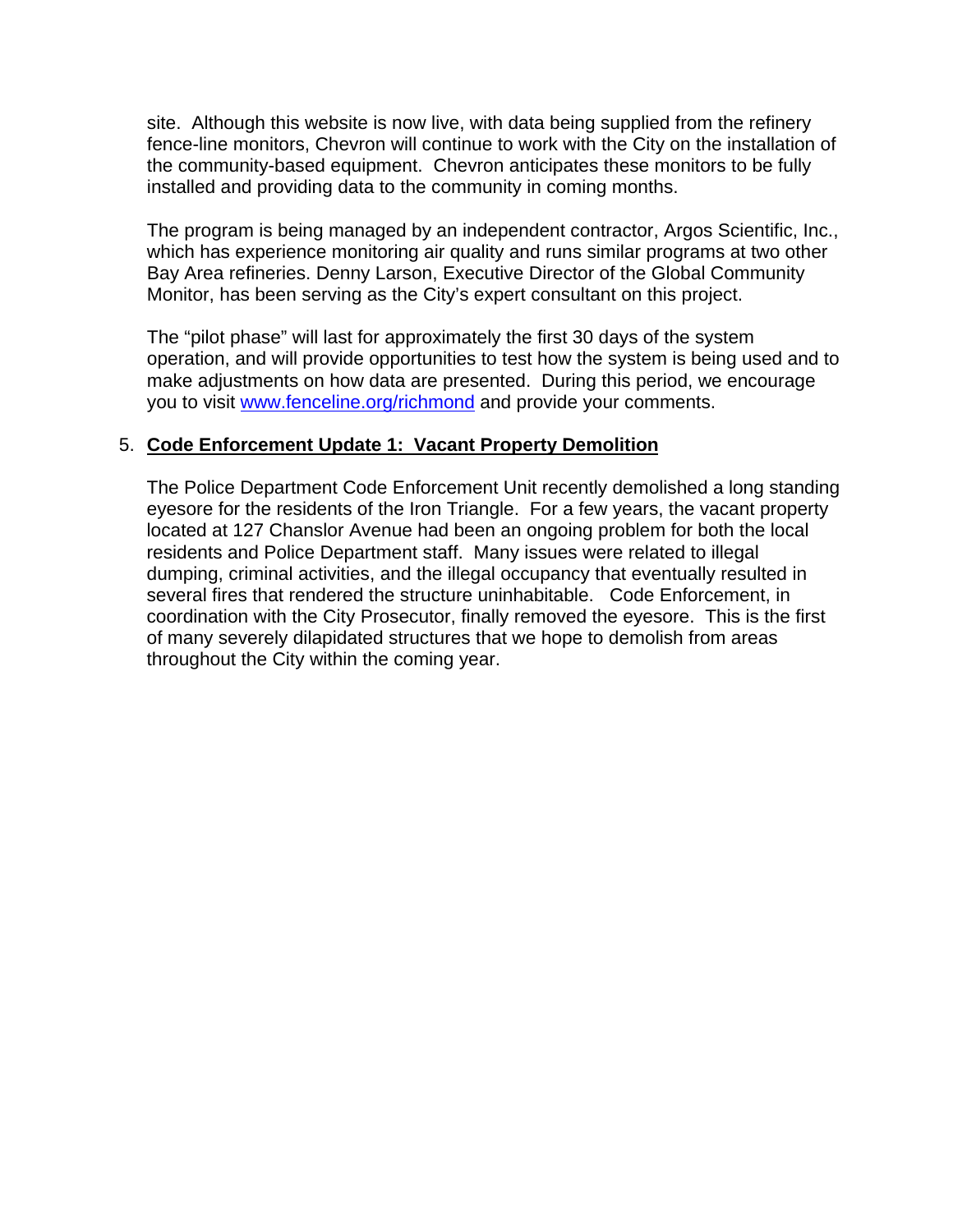site. Although this website is now live, with data being supplied from the refinery fence-line monitors, Chevron will continue to work with the City on the installation of the community-based equipment. Chevron anticipates these monitors to be fully installed and providing data to the community in coming months.

The program is being managed by an independent contractor, Argos Scientific, Inc., which has experience monitoring air quality and runs similar programs at two other Bay Area refineries. Denny Larson, Executive Director of the Global Community Monitor, has been serving as the City's expert consultant on this project.

The "pilot phase" will last for approximately the first 30 days of the system operation, and will provide opportunities to test how the system is being used and to make adjustments on how data are presented. During this period, we encourage you to visit [www.fenceline.org/richmond](http://www.fenceline.org/richmond) and provide your comments.

5. **Code Enforcement Update 1: Vacant Property Demolition**

The Police Department Code Enforcement Unit recently demolished a long standing eyesore for the residents of the Iron Triangle. For a few years, the vacant property located at 127 Chanslor Avenue had been an ongoing problem for both the local residents and Police Department staff. Many issues were related to illegal dumping, criminal activities, and the illegal occupancy that eventually resulted in several fires that rendered the structure uninhabitable. Code Enforcement, in coordination with the City Prosecutor, finally removed the eyesore. This is the first of many severely dilapidated structures that we hope to demolish from areas throughout the City within the coming year.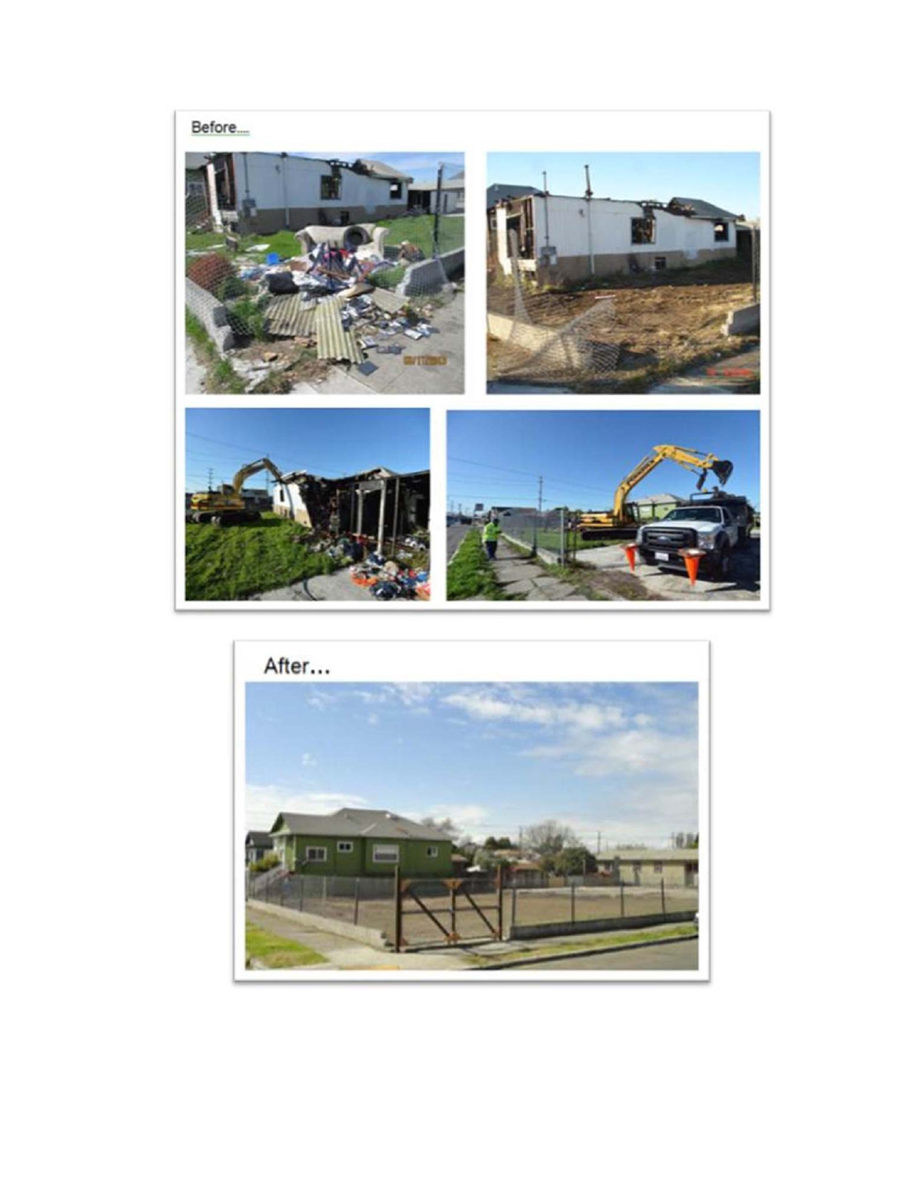Before....

After...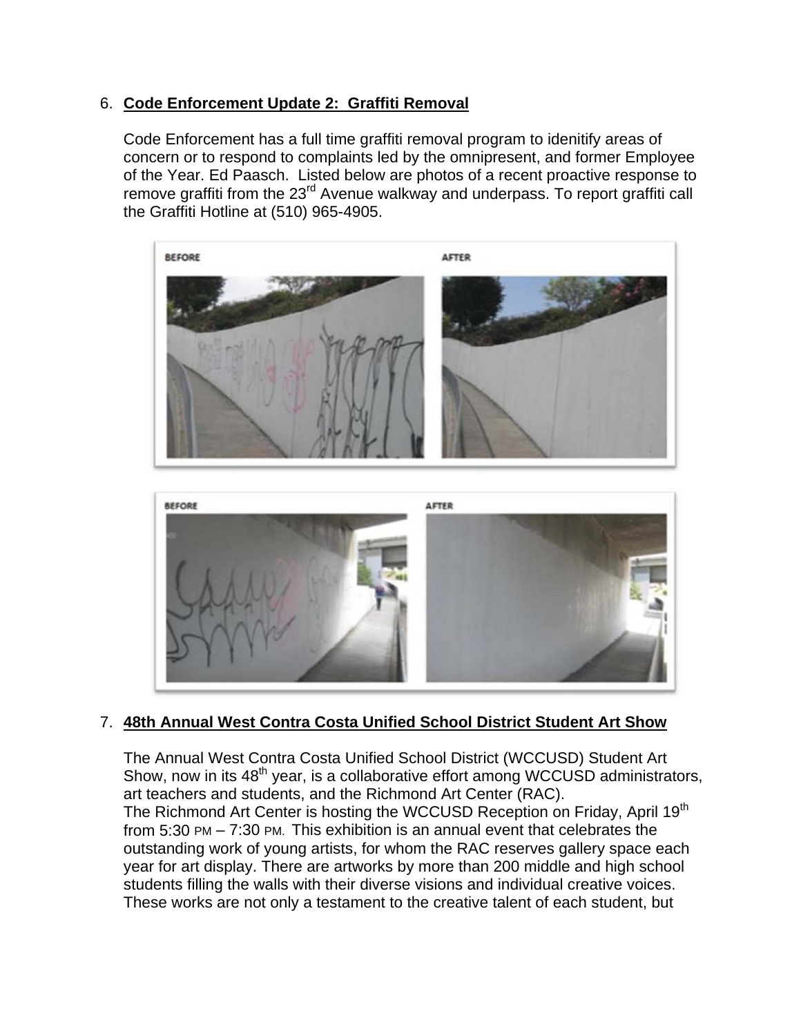6. **Code Enforcement Update 2: Graffiti Removal**

   Code Enforcement has a full time graffiti removal program to idenitify areas of concern or to respond to complaints led by the omnipresent, and former Employee of the Year. Ed Paasch. Listed below are photos of a recent proactive response to remove graffiti from the 23rd Avenue walkway and underpass. To report graffiti call the Graffiti Hotline at (510) 965-4905.

7. **48th Annual West Contra Costa Unified School District Student Art Show**

   The Annual West Contra Costa Unified School District (WCCUSD) Student Art Show, now in its 48th year, is a collaborative effort among WCCUSD administrators, art teachers and students, and the Richmond Art Center (RAC).
   The Richmond Art Center is hosting the WCCUSD Reception on Friday, April 19th from 5:30 PM – 7:30 PM. This exhibition is an annual event that celebrates the outstanding work of young artists, for whom the RAC reserves gallery space each year for art display. There are artworks by more than 200 middle and high school students filling the walls with their diverse visions and individual creative voices. These works are not only a testament to the creative talent of each student, but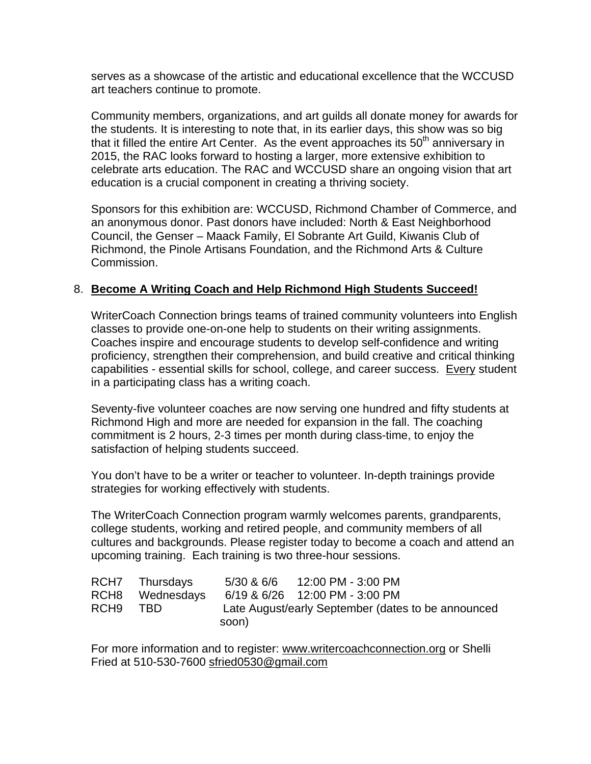serves as a showcase of the artistic and educational excellence that the WCCUSD art teachers continue to promote.

Community members, organizations, and art guilds all donate money for awards for the students. It is interesting to note that, in its earlier days, this show was so big that it filled the entire Art Center. As the event approaches its 50th anniversary in 2015, the RAC looks forward to hosting a larger, more extensive exhibition to celebrate arts education. The RAC and WCCUSD share an ongoing vision that art education is a crucial component in creating a thriving society.

Sponsors for this exhibition are: WCCUSD, Richmond Chamber of Commerce, and an anonymous donor. Past donors have included: North & East Neighborhood Council, the Genser – Maack Family, El Sobrante Art Guild, Kiwanis Club of Richmond, the Pinole Artisans Foundation, and the Richmond Arts & Culture Commission.

8. **Become A Writing Coach and Help Richmond High Students Succeed!**

WriterCoach Connection brings teams of trained community volunteers into English classes to provide one-on-one help to students on their writing assignments. Coaches inspire and encourage students to develop self-confidence and writing proficiency, strengthen their comprehension, and build creative and critical thinking capabilities - essential skills for school, college, and career success. Every student in a participating class has a writing coach.

Seventy-five volunteer coaches are now serving one hundred and fifty students at Richmond High and more are needed for expansion in the fall. The coaching commitment is 2 hours, 2-3 times per month during class-time, to enjoy the satisfaction of helping students succeed.

You don't have to be a writer or teacher to volunteer. In-depth trainings provide strategies for working effectively with students.

The WriterCoach Connection program warmly welcomes parents, grandparents, college students, working and retired people, and community members of all cultures and backgrounds. Please register today to become a coach and attend an upcoming training. Each training is two three-hour sessions.

| | | | |
|---|---|---|---|
| RCH7 | Thursdays | 5/30 & 6/6 | 12:00 PM - 3:00 PM |
| RCH8 | Wednesdays | 6/19 & 6/26 | 12:00 PM - 3:00 PM |
| RCH9 | TBD | Late August/early September (dates to be announced soon) | |

For more information and to register: www.writercoachconnection.org or Shelli Fried at 510-530-7600 sfried0530@gmail.com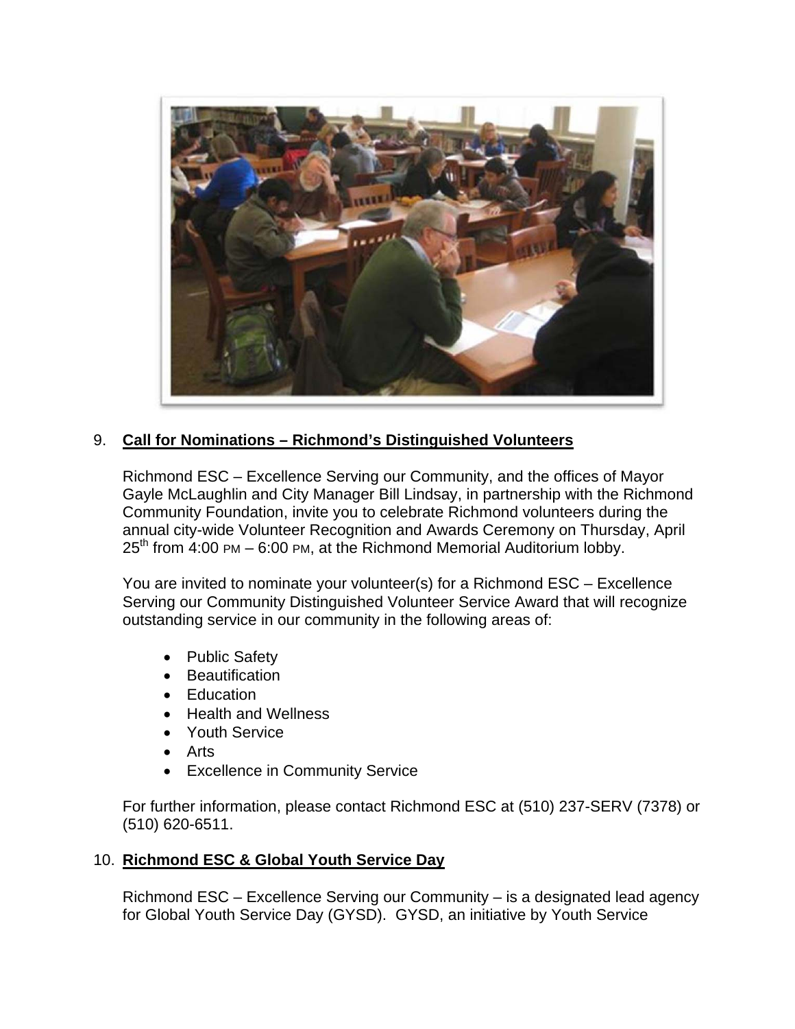9. **Call for Nominations – Richmond's Distinguished Volunteers**

Richmond ESC – Excellence Serving our Community, and the offices of Mayor Gayle McLaughlin and City Manager Bill Lindsay, in partnership with the Richmond Community Foundation, invite you to celebrate Richmond volunteers during the annual city-wide Volunteer Recognition and Awards Ceremony on Thursday, April 25th from 4:00 PM – 6:00 PM, at the Richmond Memorial Auditorium lobby.

You are invited to nominate your volunteer(s) for a Richmond ESC – Excellence Serving our Community Distinguished Volunteer Service Award that will recognize outstanding service in our community in the following areas of:

- Public Safety
- Beautification
- Education
- Health and Wellness
- Youth Service
- Arts
- Excellence in Community Service

For further information, please contact Richmond ESC at (510) 237-SERV (7378) or (510) 620-6511.

10. **Richmond ESC & Global Youth Service Day**

Richmond ESC – Excellence Serving our Community – is a designated lead agency for Global Youth Service Day (GYSD). GYSD, an initiative by Youth Service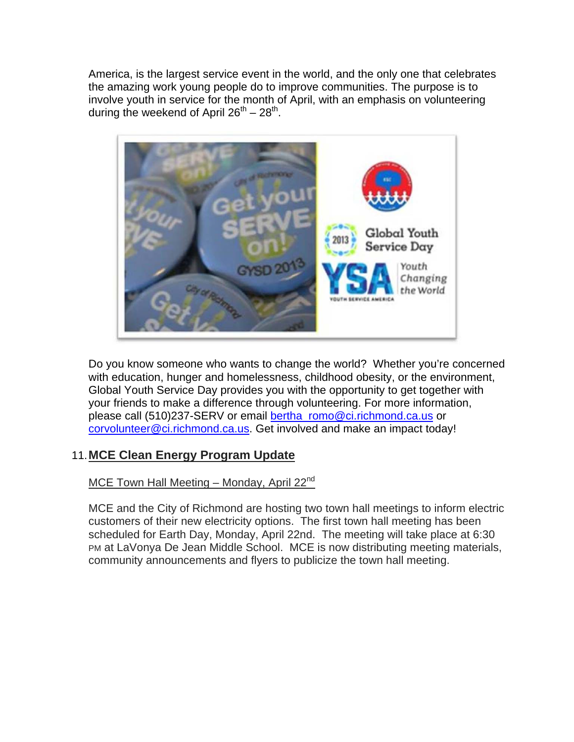America, is the largest service event in the world, and the only one that celebrates the amazing work young people do to improve communities. The purpose is to involve youth in service for the month of April, with an emphasis on volunteering during the weekend of April 26th – 28th.

Do you know someone who wants to change the world? Whether you're concerned with education, hunger and homelessness, childhood obesity, or the environment, Global Youth Service Day provides you with the opportunity to get together with your friends to make a difference through volunteering. For more information, please call (510)237-SERV or email bertha_romo@ci.richmond.ca.us or corvolunteer@ci.richmond.ca.us. Get involved and make an impact today!

## 11. MCE Clean Energy Program Update

MCE Town Hall Meeting – Monday, April 22nd

MCE and the City of Richmond are hosting two town hall meetings to inform electric customers of their new electricity options. The first town hall meeting has been scheduled for Earth Day, Monday, April 22nd. The meeting will take place at 6:30 PM at LaVonya De Jean Middle School. MCE is now distributing meeting materials, community announcements and flyers to publicize the town hall meeting.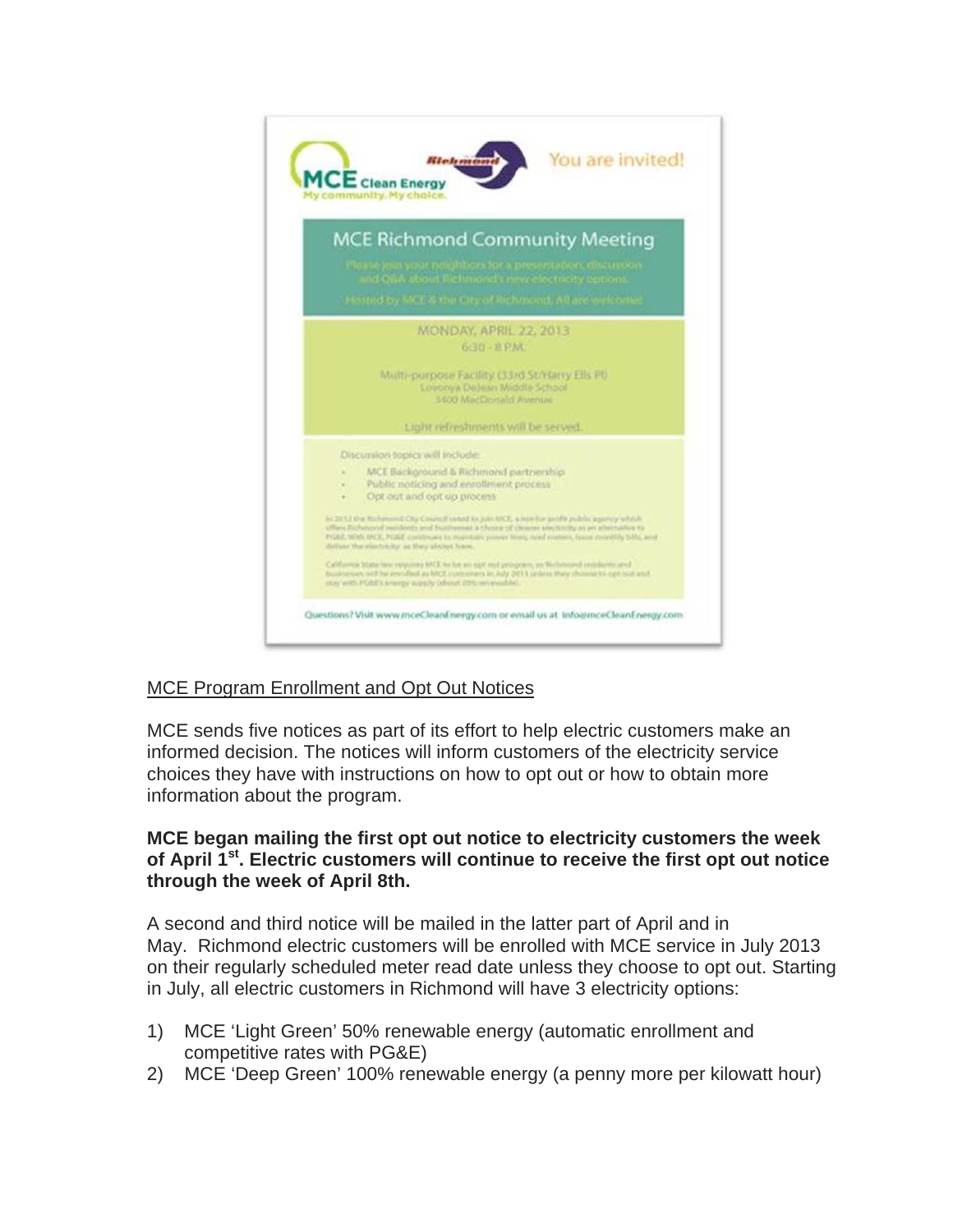**MCE Clean Energy**
My community. My choice.

Richmond

You are invited!

**MCE Richmond Community Meeting**

Please join your neighbors for a presentation, discussion and Q&A about Richmond's new electricity options.

Hosted by MCE & the City of Richmond. All are welcome!

MONDAY, APRIL 22, 2013
6:30 - 8 P.M.

Multi-purpose Facility (33rd St/Harry Ells Pl)
Lovonya DeJean Middle School
3400 MacDonald Avenue

Light refreshments will be served.

Discussion topics will include:

- MCE Background & Richmond partnership
- Public noticing and enrollment process
- Opt out and opt up process

In 2012 the Richmond City Council voted to join MCE, a not-for-profit public agency which offers Richmond residents and businesses a choice of cleaner electricity as an alternative to PG&E. With MCE, PG&E continues to maintain power lines, read meters, issue monthly bills, and deliver the electricity as they always have.

California State law requires MCE to be an opt out program, so Richmond residents and businesses will be enrolled as MCE customers in July 2013 unless they choose to opt out and stay with PG&E's energy supply (about 20% renewable).

Questions? Visit www.mceCleanEnergy.com or email us at info@mceCleanEnergy.com

<u>MCE Program Enrollment and Opt Out Notices</u>

MCE sends five notices as part of its effort to help electric customers make an informed decision. The notices will inform customers of the electricity service choices they have with instructions on how to opt out or how to obtain more information about the program.

**MCE began mailing the first opt out notice to electricity customers the week of April 1st. Electric customers will continue to receive the first opt out notice through the week of April 8th.**

A second and third notice will be mailed in the latter part of April and in May. Richmond electric customers will be enrolled with MCE service in July 2013 on their regularly scheduled meter read date unless they choose to opt out. Starting in July, all electric customers in Richmond will have 3 electricity options:

1) MCE 'Light Green' 50% renewable energy (automatic enrollment and competitive rates with PG&E)
2) MCE 'Deep Green' 100% renewable energy (a penny more per kilowatt hour)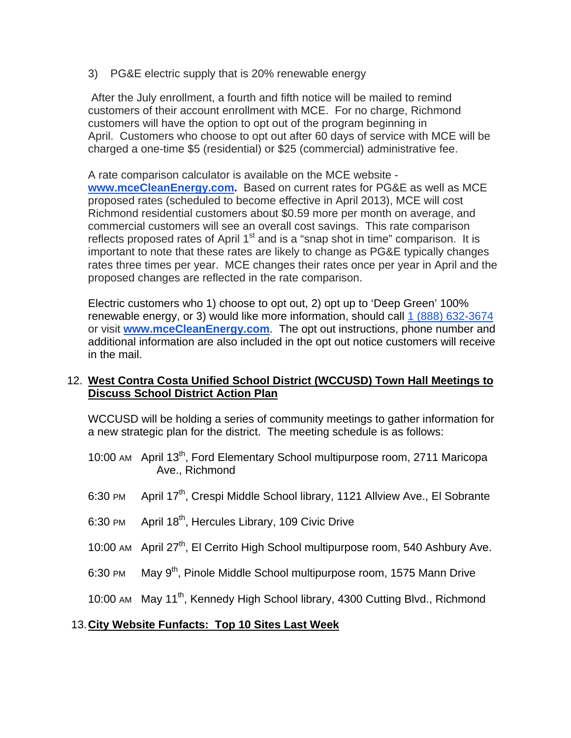3) PG&E electric supply that is 20% renewable energy

After the July enrollment, a fourth and fifth notice will be mailed to remind customers of their account enrollment with MCE. For no charge, Richmond customers will have the option to opt out of the program beginning in April. Customers who choose to opt out after 60 days of service with MCE will be charged a one-time $5 (residential) or $25 (commercial) administrative fee.

A rate comparison calculator is available on the MCE website - **www.mceCleanEnergy.com.** Based on current rates for PG&E as well as MCE proposed rates (scheduled to become effective in April 2013), MCE will cost Richmond residential customers about $0.59 more per month on average, and commercial customers will see an overall cost savings. This rate comparison reflects proposed rates of April 1st and is a "snap shot in time" comparison. It is important to note that these rates are likely to change as PG&E typically changes rates three times per year. MCE changes their rates once per year in April and the proposed changes are reflected in the rate comparison.

Electric customers who 1) choose to opt out, 2) opt up to 'Deep Green' 100% renewable energy, or 3) would like more information, should call 1 (888) 632-3674 or visit **www.mceCleanEnergy.com**. The opt out instructions, phone number and additional information are also included in the opt out notice customers will receive in the mail.

12. **West Contra Costa Unified School District (WCCUSD) Town Hall Meetings to Discuss School District Action Plan**

WCCUSD will be holding a series of community meetings to gather information for a new strategic plan for the district. The meeting schedule is as follows:

10:00 AM April 13th, Ford Elementary School multipurpose room, 2711 Maricopa Ave., Richmond

6:30 PM April 17th, Crespi Middle School library, 1121 Allview Ave., El Sobrante

6:30 PM April 18th, Hercules Library, 109 Civic Drive

10:00 AM April 27th, El Cerrito High School multipurpose room, 540 Ashbury Ave.

6:30 PM May 9th, Pinole Middle School multipurpose room, 1575 Mann Drive

10:00 AM May 11th, Kennedy High School library, 4300 Cutting Blvd., Richmond

13. **City Website Funfacts: Top 10 Sites Last Week**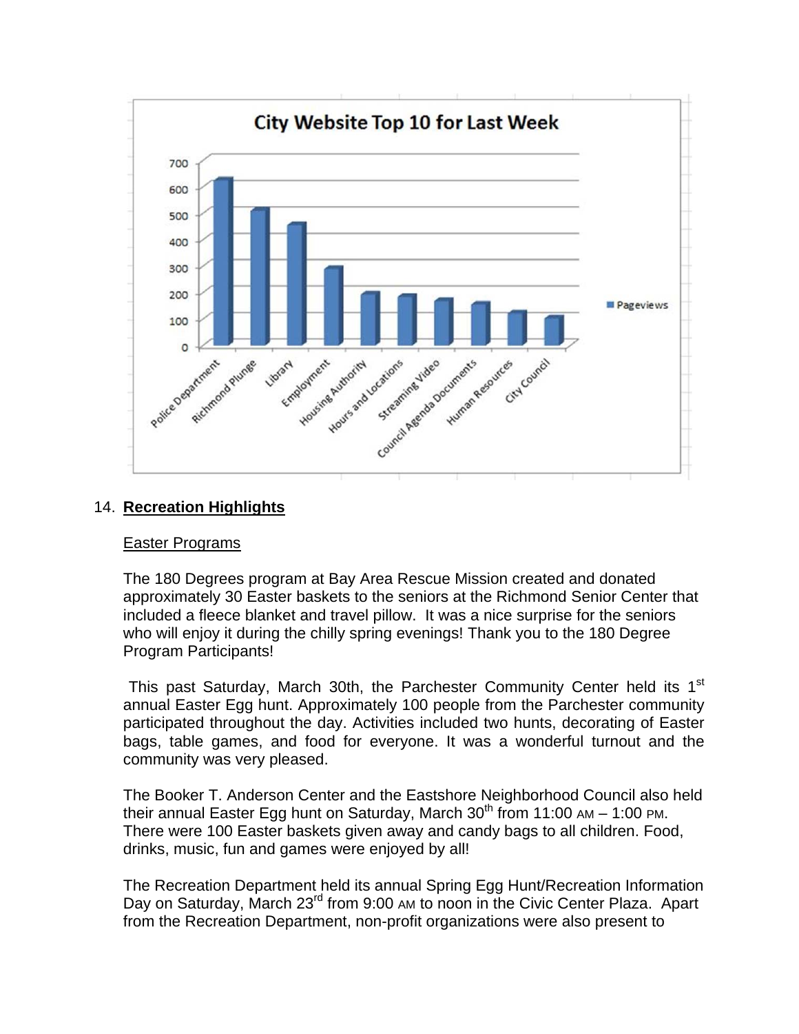City Website Top 10 for Last Week

14. **Recreation Highlights**

Easter Programs

The 180 Degrees program at Bay Area Rescue Mission created and donated approximately 30 Easter baskets to the seniors at the Richmond Senior Center that included a fleece blanket and travel pillow. It was a nice surprise for the seniors who will enjoy it during the chilly spring evenings! Thank you to the 180 Degree Program Participants!

This past Saturday, March 30th, the Parchester Community Center held its 1st annual Easter Egg hunt. Approximately 100 people from the Parchester community participated throughout the day. Activities included two hunts, decorating of Easter bags, table games, and food for everyone. It was a wonderful turnout and the community was very pleased.

The Booker T. Anderson Center and the Eastshore Neighborhood Council also held their annual Easter Egg hunt on Saturday, March 30th from 11:00 AM – 1:00 PM. There were 100 Easter baskets given away and candy bags to all children. Food, drinks, music, fun and games were enjoyed by all!

The Recreation Department held its annual Spring Egg Hunt/Recreation Information Day on Saturday, March 23rd from 9:00 AM to noon in the Civic Center Plaza. Apart from the Recreation Department, non-profit organizations were also present to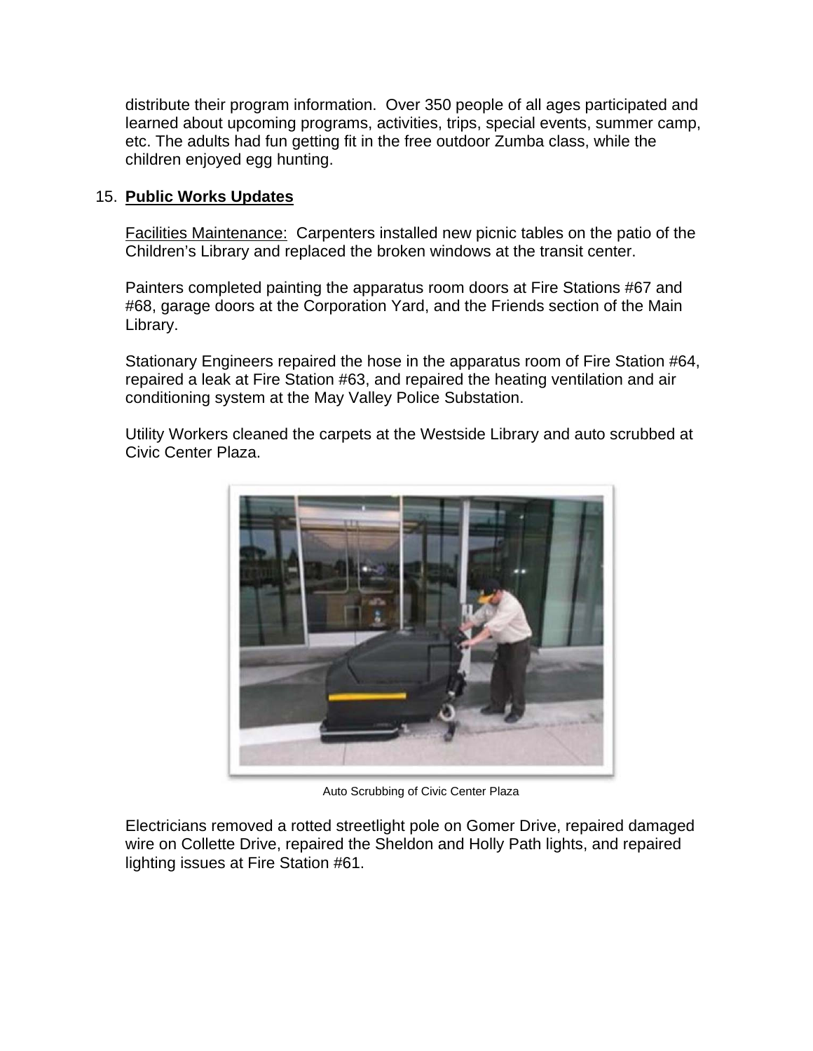distribute their program information. Over 350 people of all ages participated and learned about upcoming programs, activities, trips, special events, summer camp, etc. The adults had fun getting fit in the free outdoor Zumba class, while the children enjoyed egg hunting.

15. **Public Works Updates**

<u>Facilities Maintenance:</u> Carpenters installed new picnic tables on the patio of the Children's Library and replaced the broken windows at the transit center.

Painters completed painting the apparatus room doors at Fire Stations #67 and #68, garage doors at the Corporation Yard, and the Friends section of the Main Library.

Stationary Engineers repaired the hose in the apparatus room of Fire Station #64, repaired a leak at Fire Station #63, and repaired the heating ventilation and air conditioning system at the May Valley Police Substation.

Utility Workers cleaned the carpets at the Westside Library and auto scrubbed at Civic Center Plaza.

Auto Scrubbing of Civic Center Plaza

Electricians removed a rotted streetlight pole on Gomer Drive, repaired damaged wire on Collette Drive, repaired the Sheldon and Holly Path lights, and repaired lighting issues at Fire Station #61.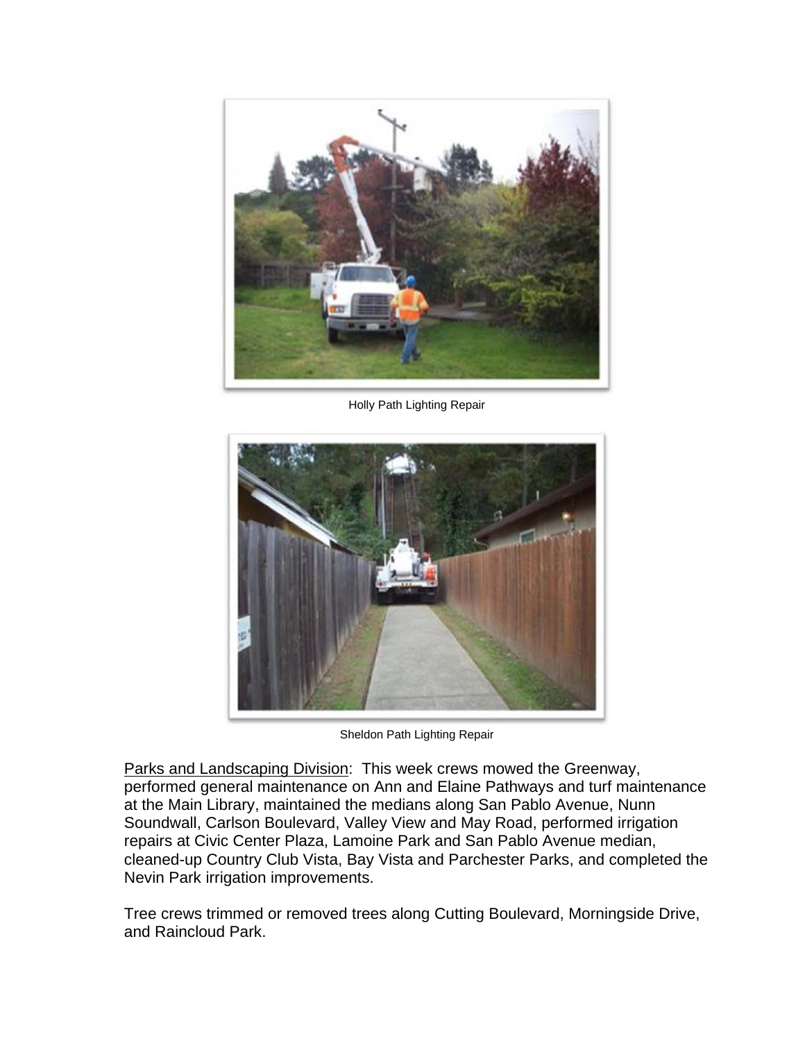Holly Path Lighting Repair

Sheldon Path Lighting Repair

Parks and Landscaping Division: This week crews mowed the Greenway, performed general maintenance on Ann and Elaine Pathways and turf maintenance at the Main Library, maintained the medians along San Pablo Avenue, Nunn Soundwall, Carlson Boulevard, Valley View and May Road, performed irrigation repairs at Civic Center Plaza, Lamoine Park and San Pablo Avenue median, cleaned-up Country Club Vista, Bay Vista and Parchester Parks, and completed the Nevin Park irrigation improvements.

Tree crews trimmed or removed trees along Cutting Boulevard, Morningside Drive, and Raincloud Park.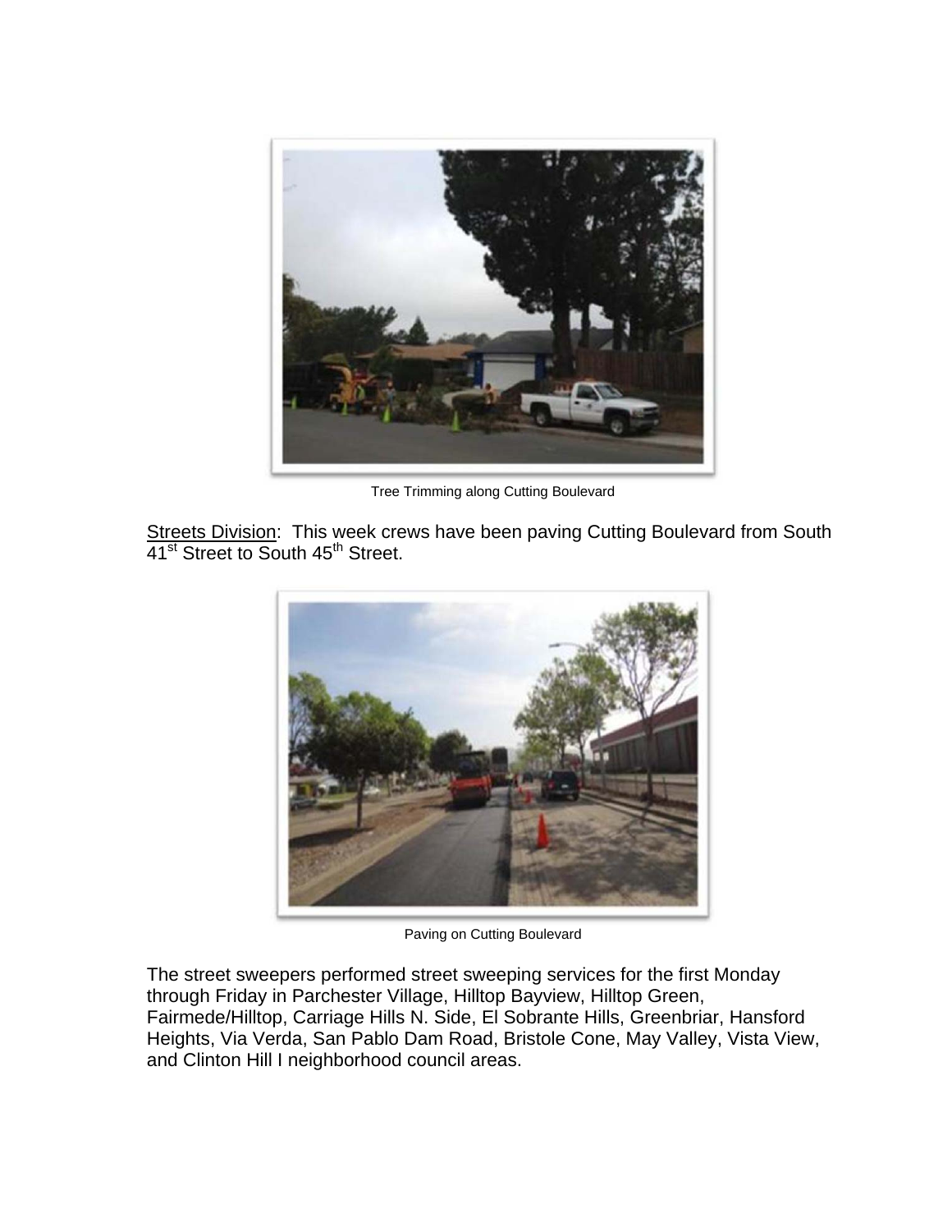Tree Trimming along Cutting Boulevard

Streets Division: This week crews have been paving Cutting Boulevard from South 41st Street to South 45th Street.

Paving on Cutting Boulevard

The street sweepers performed street sweeping services for the first Monday through Friday in Parchester Village, Hilltop Bayview, Hilltop Green, Fairmede/Hilltop, Carriage Hills N. Side, El Sobrante Hills, Greenbriar, Hansford Heights, Via Verda, San Pablo Dam Road, Bristole Cone, May Valley, Vista View, and Clinton Hill I neighborhood council areas.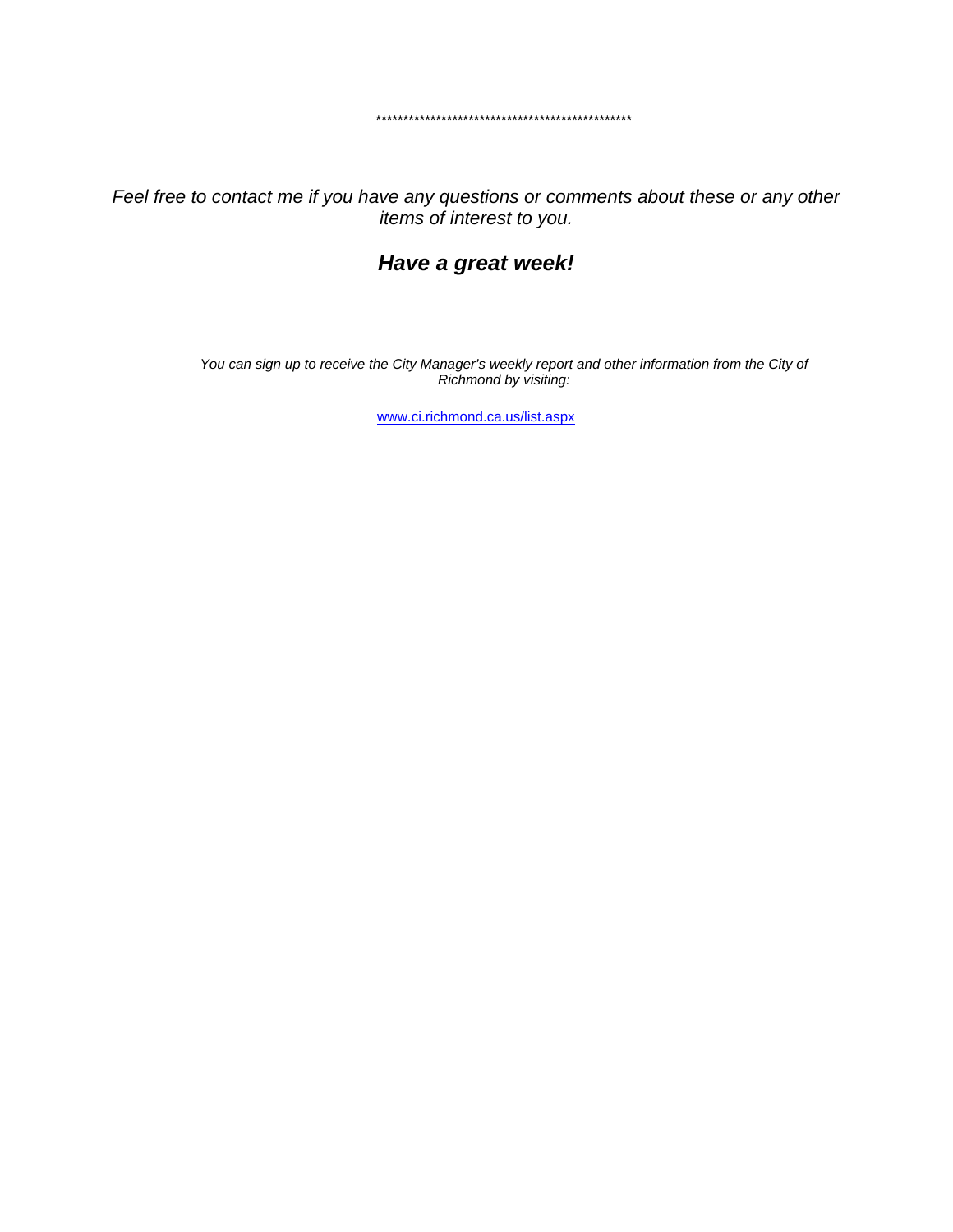\*\*\*\*\*\*\*\*\*\*\*\*\*\*\*\*\*\*\*\*\*\*\*\*\*\*\*\*\*\*\*\*\*\*\*\*\*\*\*\*\*\*\*\*\*\*\*\*

*Feel free to contact me if you have any questions or comments about these or any other items of interest to you.*

***Have a great week!***

*You can sign up to receive the City Manager's weekly report and other information from the City of Richmond by visiting:*

www.ci.richmond.ca.us/list.aspx